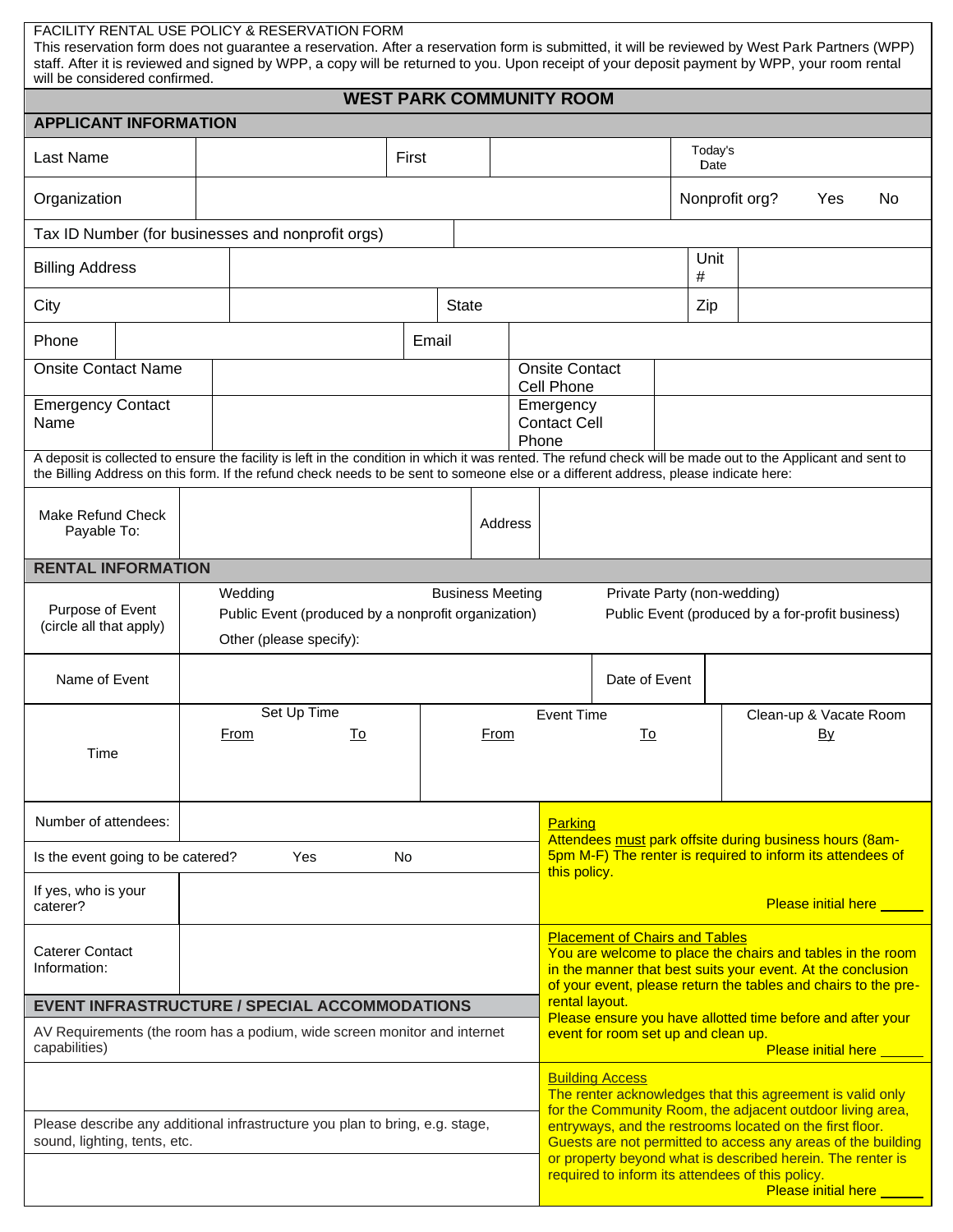FACILITY RENTAL USE POLICY & RESERVATION FORM

This reservation form does not guarantee a reservation. After a reservation form is submitted, it will be reviewed by West Park Partners (WPP) staff. After it is reviewed and signed by WPP, a copy will be returned to you. Upon receipt of your deposit payment by WPP, your room rental will be considered confirmed.

## WEST PARK COMMUNITY ROOM

### APPLICANT INFORMATION

| Last Name | | First | | Today's Date | |
|---|---|---|---|---|---|
| Organization | | | | Nonprofit org? | Yes No |
| Tax ID Number (for businesses and nonprofit orgs) | | | | | |
| Billing Address | | | | Unit # | |
| City | | State | | Zip | |
| Phone | | Email | | | |
| Onsite Contact Name | | | Onsite Contact Cell Phone | | |
| Emergency Contact Name | | | Emergency Contact Cell Phone | | |

A deposit is collected to ensure the facility is left in the condition in which it was rented. The refund check will be made out to the Applicant and sent to the Billing Address on this form. If the refund check needs to be sent to someone else or a different address, please indicate here:

| Make Refund Check Payable To: | | Address | |
|---|---|---|---|

### RENTAL INFORMATION

| Purpose of Event (circle all that apply) | Wedding | Business Meeting | Private Party (non-wedding) |
|---|---|---|---|
| | Public Event (produced by a nonprofit organization) | | Public Event (produced by a for-profit business) |
| | Other (please specify): | | |

| Name of Event | | Date of Event | |
|---|---|---|---|

| Time | Set Up Time From | Set Up Time To | Event Time From | Event Time To | Clean-up & Vacate Room By |
|---|---|---|---|---|---|
| | | | | | |

| Number of attendees: | |
|---|---|
| Is the event going to be catered? | Yes No |
| If yes, who is your caterer? | |
| Caterer Contact Information: | |

### EVENT INFRASTRUCTURE / SPECIAL ACCOMMODATIONS

AV Requirements (the room has a podium, wide screen monitor and internet capabilities)

Please describe any additional infrastructure you plan to bring, e.g. stage, sound, lighting, tents, etc.

**Parking**

Attendees must park offsite during business hours (8am-5pm M-F) The renter is required to inform its attendees of this policy.

Please initial here _____

**Placement of Chairs and Tables**

You are welcome to place the chairs and tables in the room in the manner that best suits your event. At the conclusion of your event, please return the tables and chairs to the pre-rental layout.

Please ensure you have allotted time before and after your event for room set up and clean up.

Please initial here _____

**Building Access**

The renter acknowledges that this agreement is valid only for the Community Room, the adjacent outdoor living area, entryways, and the restrooms located on the first floor. Guests are not permitted to access any areas of the building or property beyond what is described herein. The renter is required to inform its attendees of this policy.

Please initial here _____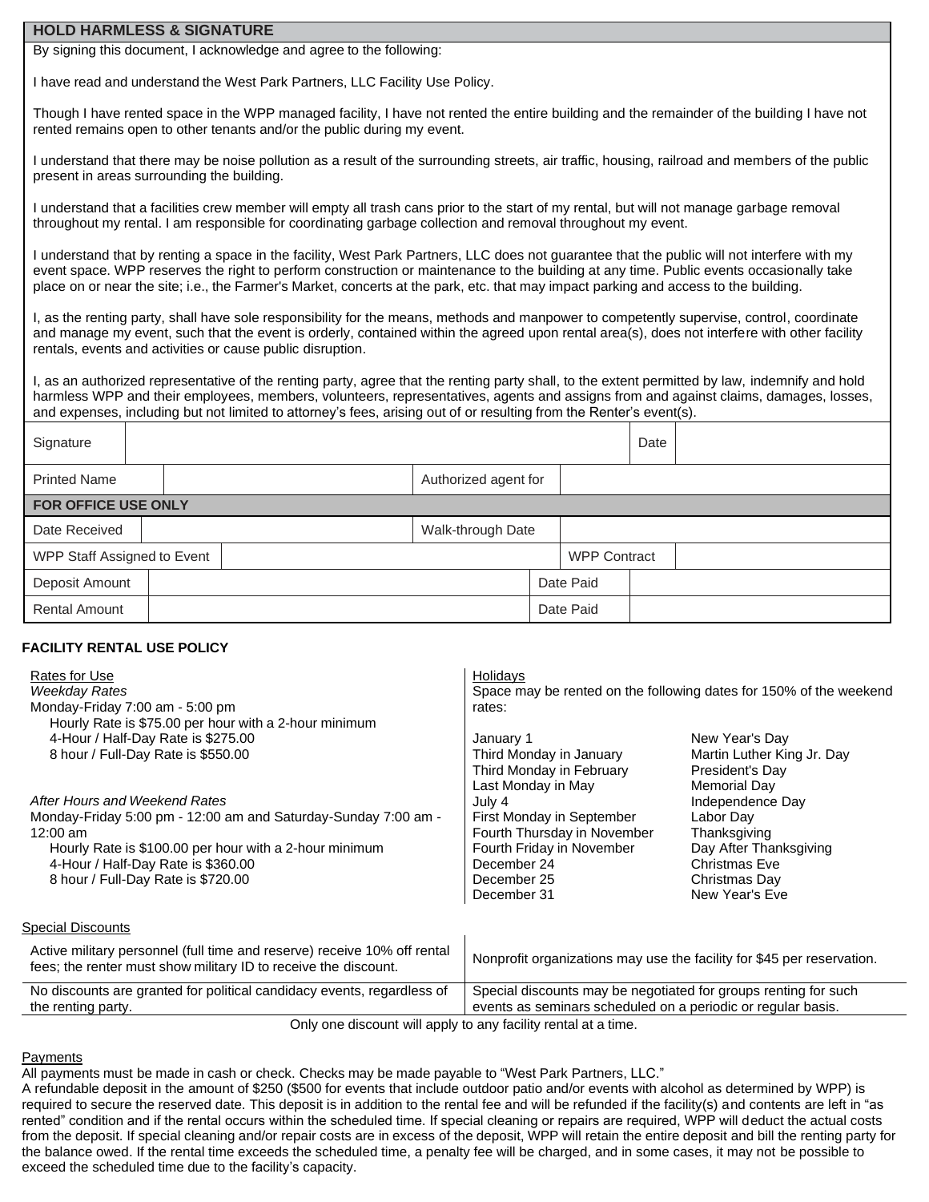## HOLD HARMLESS & SIGNATURE

By signing this document, I acknowledge and agree to the following:

I have read and understand the West Park Partners, LLC Facility Use Policy.

Though I have rented space in the WPP managed facility, I have not rented the entire building and the remainder of the building I have not rented remains open to other tenants and/or the public during my event.

I understand that there may be noise pollution as a result of the surrounding streets, air traffic, housing, railroad and members of the public present in areas surrounding the building.

I understand that a facilities crew member will empty all trash cans prior to the start of my rental, but will not manage garbage removal throughout my rental. I am responsible for coordinating garbage collection and removal throughout my event.

I understand that by renting a space in the facility, West Park Partners, LLC does not guarantee that the public will not interfere with my event space. WPP reserves the right to perform construction or maintenance to the building at any time. Public events occasionally take place on or near the site; i.e., the Farmer's Market, concerts at the park, etc. that may impact parking and access to the building.

I, as the renting party, shall have sole responsibility for the means, methods and manpower to competently supervise, control, coordinate and manage my event, such that the event is orderly, contained within the agreed upon rental area(s), does not interfere with other facility rentals, events and activities or cause public disruption.

I, as an authorized representative of the renting party, agree that the renting party shall, to the extent permitted by law, indemnify and hold harmless WPP and their employees, members, volunteers, representatives, agents and assigns from and against claims, damages, losses, and expenses, including but not limited to attorney's fees, arising out of or resulting from the Renter's event(s).

| Signature | | Date | |
|---|---|---|---|
| Printed Name | | Authorized agent for | |

**FOR OFFICE USE ONLY**

| Date Received | | Walk-through Date | |
|---|---|---|---|
| WPP Staff Assigned to Event | | WPP Contract | |
| Deposit Amount | | Date Paid | |
| Rental Amount | | Date Paid | |

### FACILITY RENTAL USE POLICY

Rates for Use

*Weekday Rates*
Monday-Friday 7:00 am - 5:00 pm
- Hourly Rate is $75.00 per hour with a 2-hour minimum
- 4-Hour / Half-Day Rate is $275.00
- 8 hour / Full-Day Rate is $550.00

*After Hours and Weekend Rates*
Monday-Friday 5:00 pm - 12:00 am and Saturday-Sunday 7:00 am - 12:00 am
- Hourly Rate is $100.00 per hour with a 2-hour minimum
- 4-Hour / Half-Day Rate is $360.00
- 8 hour / Full-Day Rate is $720.00

Holidays

Space may be rented on the following dates for 150% of the weekend rates:

| Date | Holiday |
|---|---|
| January 1 | New Year's Day |
| Third Monday in January | Martin Luther King Jr. Day |
| Third Monday in February | President's Day |
| Last Monday in May | Memorial Day |
| July 4 | Independence Day |
| First Monday in September | Labor Day |
| Fourth Thursday in November | Thanksgiving |
| Fourth Friday in November | Day After Thanksgiving |
| December 24 | Christmas Eve |
| December 25 | Christmas Day |
| December 31 | New Year's Eve |

Special Discounts

| | |
|---|---|
| Active military personnel (full time and reserve) receive 10% off rental fees; the renter must show military ID to receive the discount. | Nonprofit organizations may use the facility for $45 per reservation. |
| No discounts are granted for political candidacy events, regardless of the renting party. | Special discounts may be negotiated for groups renting for such events as seminars scheduled on a periodic or regular basis. |

Only one discount will apply to any facility rental at a time.

Payments

All payments must be made in cash or check. Checks may be made payable to "West Park Partners, LLC."
A refundable deposit in the amount of $250 ($500 for events that include outdoor patio and/or events with alcohol as determined by WPP) is required to secure the reserved date. This deposit is in addition to the rental fee and will be refunded if the facility(s) and contents are left in "as rented" condition and if the rental occurs within the scheduled time. If special cleaning or repairs are required, WPP will deduct the actual costs from the deposit. If special cleaning and/or repair costs are in excess of the deposit, WPP will retain the entire deposit and bill the renting party for the balance owed. If the rental time exceeds the scheduled time, a penalty fee will be charged, and in some cases, it may not be possible to exceed the scheduled time due to the facility's capacity.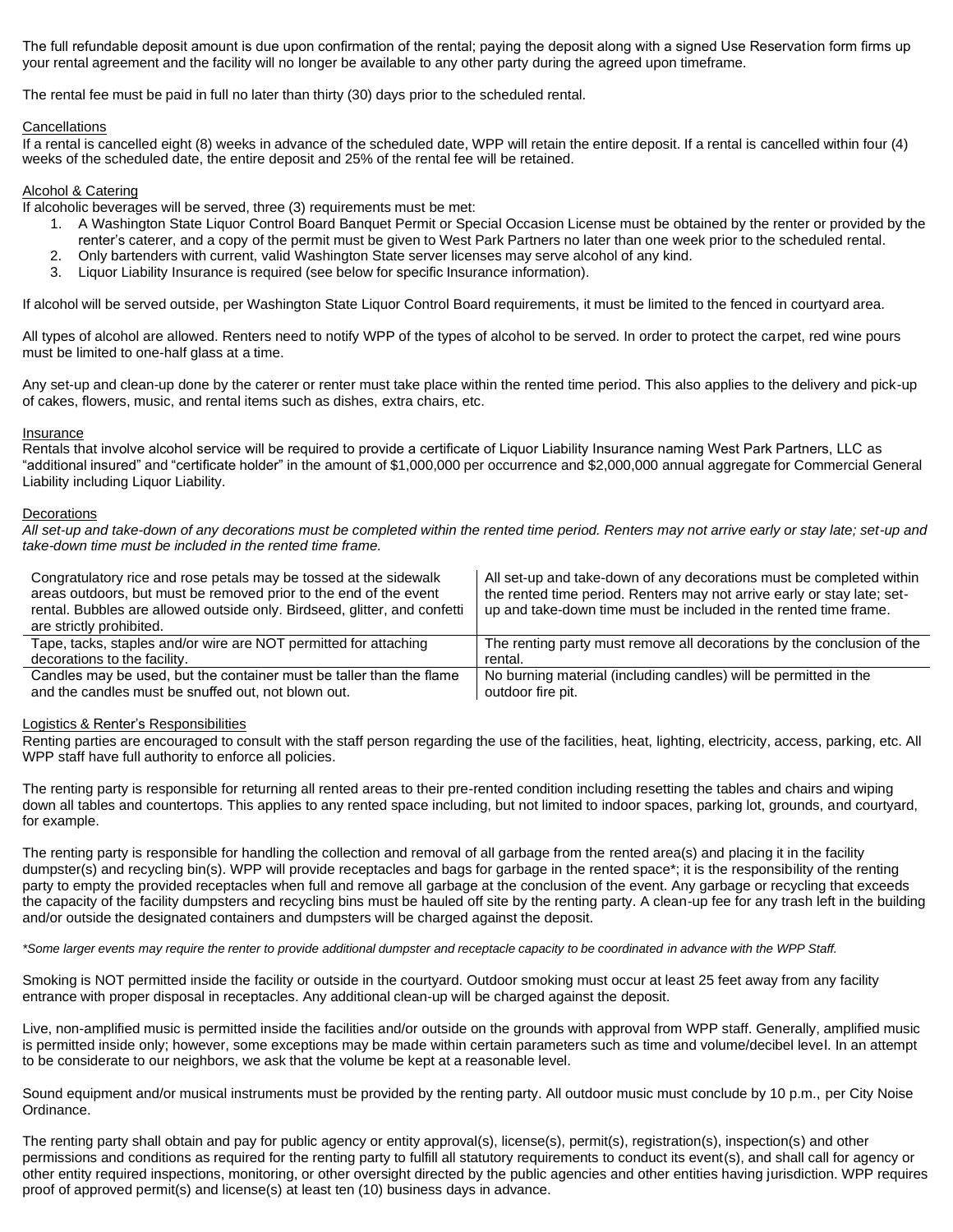The full refundable deposit amount is due upon confirmation of the rental; paying the deposit along with a signed Use Reservation form firms up your rental agreement and the facility will no longer be available to any other party during the agreed upon timeframe.

The rental fee must be paid in full no later than thirty (30) days prior to the scheduled rental.

Cancellations

If a rental is cancelled eight (8) weeks in advance of the scheduled date, WPP will retain the entire deposit. If a rental is cancelled within four (4) weeks of the scheduled date, the entire deposit and 25% of the rental fee will be retained.

Alcohol & Catering

If alcoholic beverages will be served, three (3) requirements must be met:

1. A Washington State Liquor Control Board Banquet Permit or Special Occasion License must be obtained by the renter or provided by the renter's caterer, and a copy of the permit must be given to West Park Partners no later than one week prior to the scheduled rental.
2. Only bartenders with current, valid Washington State server licenses may serve alcohol of any kind.
3. Liquor Liability Insurance is required (see below for specific Insurance information).

If alcohol will be served outside, per Washington State Liquor Control Board requirements, it must be limited to the fenced in courtyard area.

All types of alcohol are allowed. Renters need to notify WPP of the types of alcohol to be served. In order to protect the carpet, red wine pours must be limited to one-half glass at a time.

Any set-up and clean-up done by the caterer or renter must take place within the rented time period. This also applies to the delivery and pick-up of cakes, flowers, music, and rental items such as dishes, extra chairs, etc.

Insurance

Rentals that involve alcohol service will be required to provide a certificate of Liquor Liability Insurance naming West Park Partners, LLC as "additional insured" and "certificate holder" in the amount of $1,000,000 per occurrence and $2,000,000 annual aggregate for Commercial General Liability including Liquor Liability.

Decorations

*All set-up and take-down of any decorations must be completed within the rented time period. Renters may not arrive early or stay late; set-up and take-down time must be included in the rented time frame.*

| | |
|---|---|
| Congratulatory rice and rose petals may be tossed at the sidewalk areas outdoors, but must be removed prior to the end of the event rental. Bubbles are allowed outside only. Birdseed, glitter, and confetti are strictly prohibited. | All set-up and take-down of any decorations must be completed within the rented time period. Renters may not arrive early or stay late; set-up and take-down time must be included in the rented time frame. |
| Tape, tacks, staples and/or wire are NOT permitted for attaching decorations to the facility. | The renting party must remove all decorations by the conclusion of the rental. |
| Candles may be used, but the container must be taller than the flame and the candles must be snuffed out, not blown out. | No burning material (including candles) will be permitted in the outdoor fire pit. |

Logistics & Renter's Responsibilities

Renting parties are encouraged to consult with the staff person regarding the use of the facilities, heat, lighting, electricity, access, parking, etc. All WPP staff have full authority to enforce all policies.

The renting party is responsible for returning all rented areas to their pre-rented condition including resetting the tables and chairs and wiping down all tables and countertops. This applies to any rented space including, but not limited to indoor spaces, parking lot, grounds, and courtyard, for example.

The renting party is responsible for handling the collection and removal of all garbage from the rented area(s) and placing it in the facility dumpster(s) and recycling bin(s). WPP will provide receptacles and bags for garbage in the rented space*; it is the responsibility of the renting party to empty the provided receptacles when full and remove all garbage at the conclusion of the event. Any garbage or recycling that exceeds the capacity of the facility dumpsters and recycling bins must be hauled off site by the renting party. A clean-up fee for any trash left in the building and/or outside the designated containers and dumpsters will be charged against the deposit.

*\*Some larger events may require the renter to provide additional dumpster and receptacle capacity to be coordinated in advance with the WPP Staff.*

Smoking is NOT permitted inside the facility or outside in the courtyard. Outdoor smoking must occur at least 25 feet away from any facility entrance with proper disposal in receptacles. Any additional clean-up will be charged against the deposit.

Live, non-amplified music is permitted inside the facilities and/or outside on the grounds with approval from WPP staff. Generally, amplified music is permitted inside only; however, some exceptions may be made within certain parameters such as time and volume/decibel level. In an attempt to be considerate to our neighbors, we ask that the volume be kept at a reasonable level.

Sound equipment and/or musical instruments must be provided by the renting party. All outdoor music must conclude by 10 p.m., per City Noise Ordinance.

The renting party shall obtain and pay for public agency or entity approval(s), license(s), permit(s), registration(s), inspection(s) and other permissions and conditions as required for the renting party to fulfill all statutory requirements to conduct its event(s), and shall call for agency or other entity required inspections, monitoring, or other oversight directed by the public agencies and other entities having jurisdiction. WPP requires proof of approved permit(s) and license(s) at least ten (10) business days in advance.